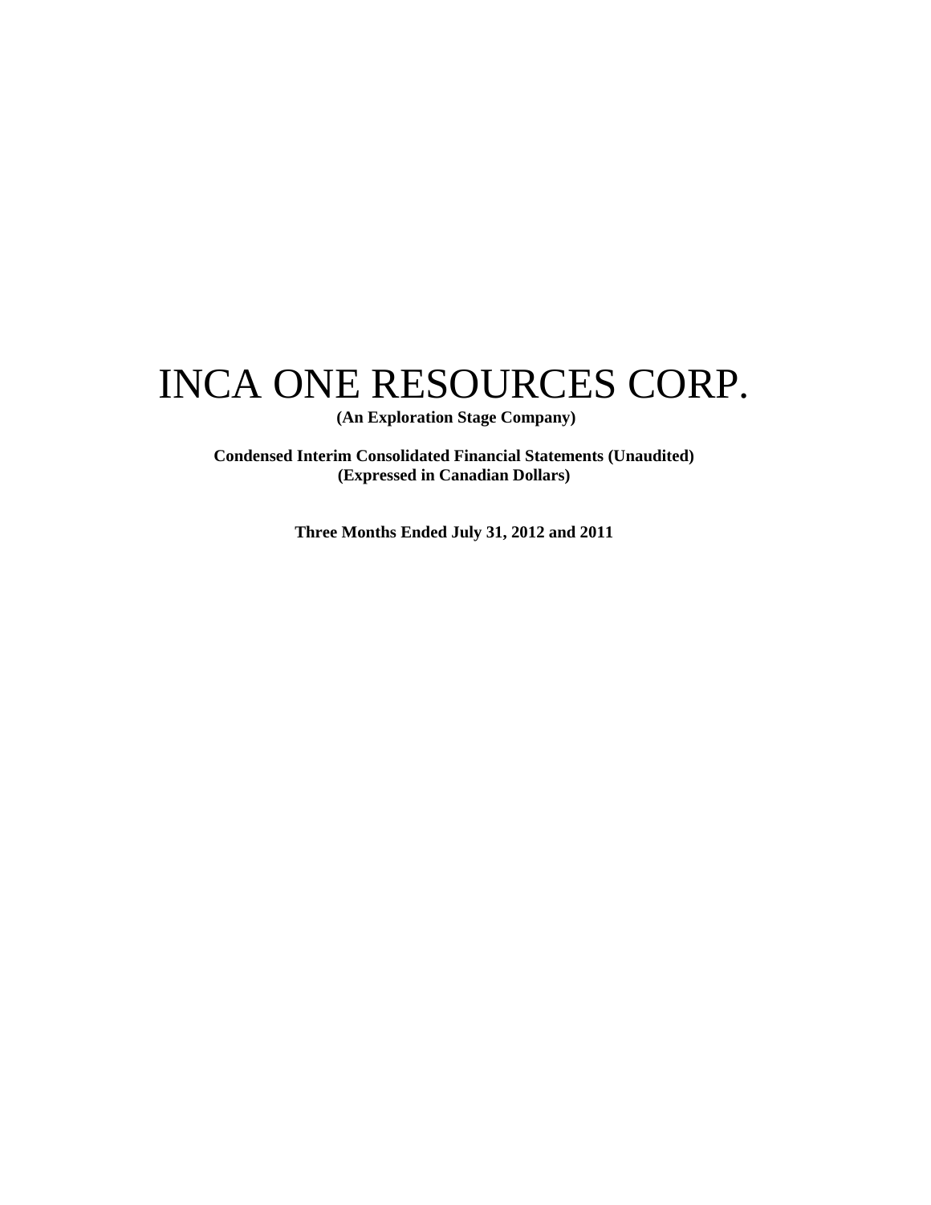# INCA ONE RESOURCES CORP.

**(An Exploration Stage Company)**

**Condensed Interim Consolidated Financial Statements (Unaudited)**
**(Expressed in Canadian Dollars)**

**Three Months Ended July 31, 2012 and 2011**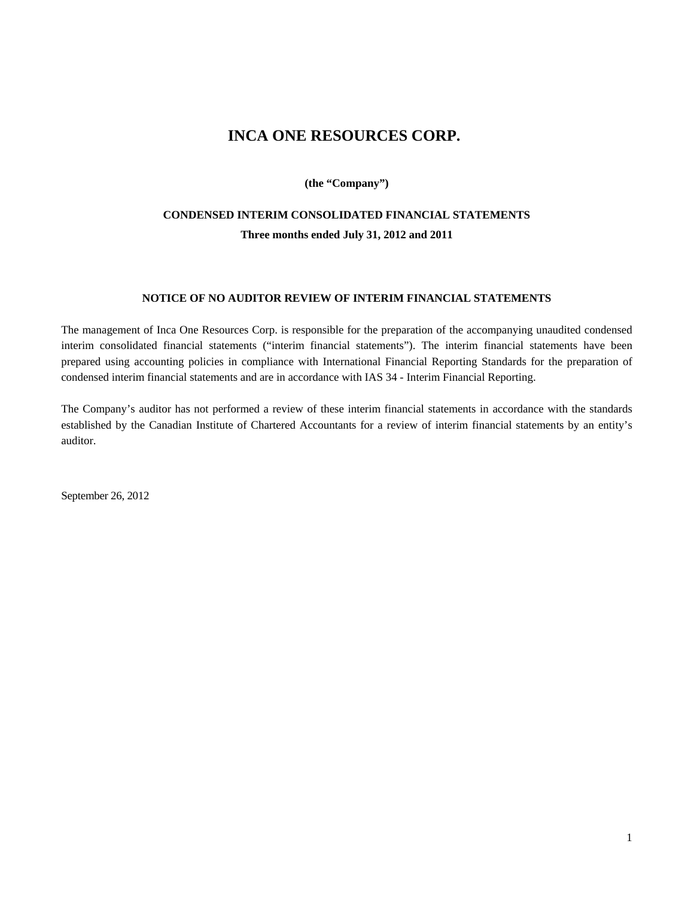# INCA ONE RESOURCES CORP.

**(the "Company")**

**CONDENSED INTERIM CONSOLIDATED FINANCIAL STATEMENTS**

**Three months ended July 31, 2012 and 2011**

## NOTICE OF NO AUDITOR REVIEW OF INTERIM FINANCIAL STATEMENTS

The management of Inca One Resources Corp. is responsible for the preparation of the accompanying unaudited condensed interim consolidated financial statements ("interim financial statements"). The interim financial statements have been prepared using accounting policies in compliance with International Financial Reporting Standards for the preparation of condensed interim financial statements and are in accordance with IAS 34 - Interim Financial Reporting.

The Company's auditor has not performed a review of these interim financial statements in accordance with the standards established by the Canadian Institute of Chartered Accountants for a review of interim financial statements by an entity's auditor.

September 26, 2012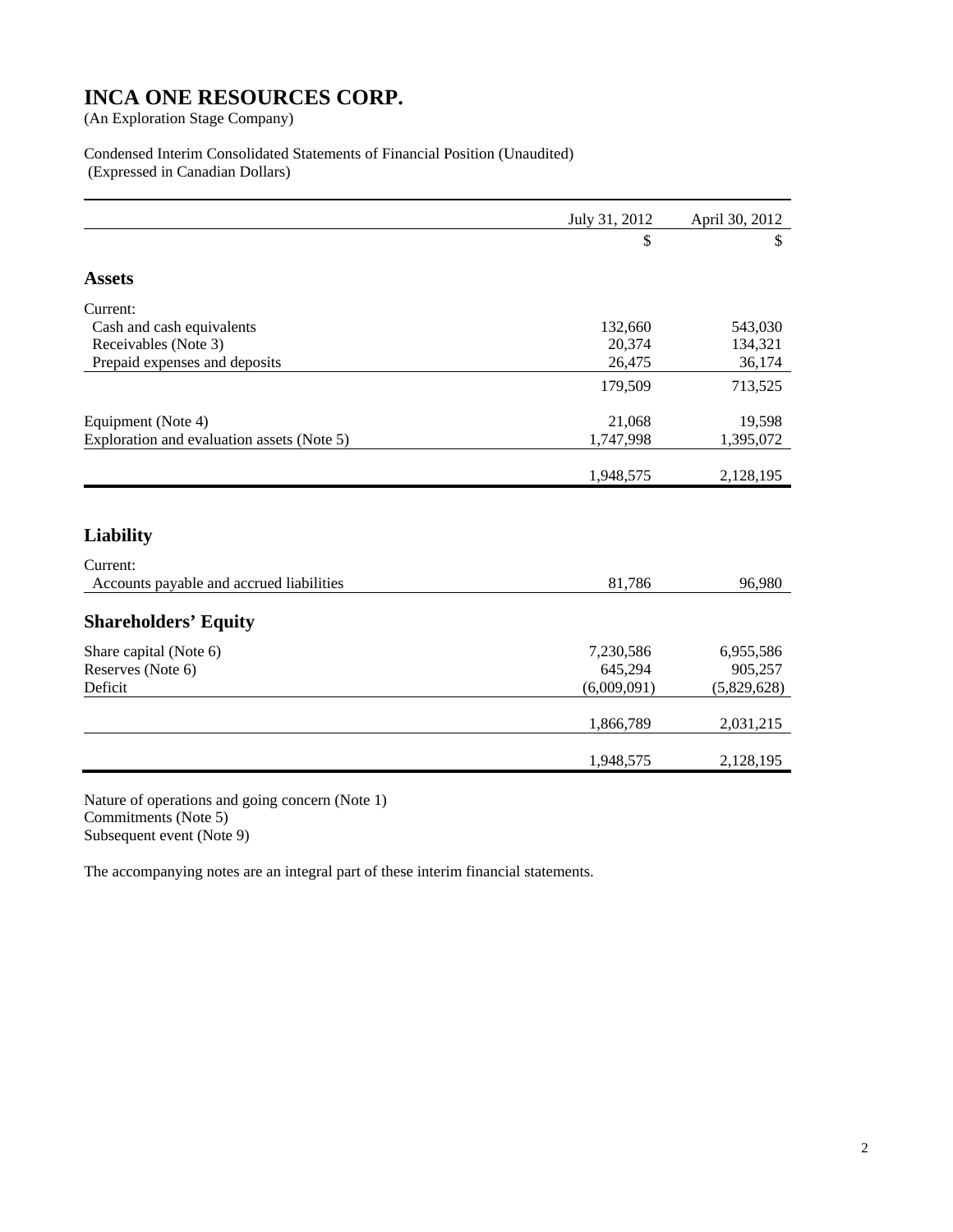# INCA ONE RESOURCES CORP.

(An Exploration Stage Company)

Condensed Interim Consolidated Statements of Financial Position (Unaudited)
(Expressed in Canadian Dollars)

| | July 31, 2012 | April 30, 2012 |
|---|---|---|
| | $ | $ |
| **Assets** | | |
| Current: | | |
| Cash and cash equivalents | 132,660 | 543,030 |
| Receivables (Note 3) | 20,374 | 134,321 |
| Prepaid expenses and deposits | 26,475 | 36,174 |
| | 179,509 | 713,525 |
| Equipment (Note 4) | 21,068 | 19,598 |
| Exploration and evaluation assets (Note 5) | 1,747,998 | 1,395,072 |
| | 1,948,575 | 2,128,195 |
| **Liability** | | |
| Current: | | |
| Accounts payable and accrued liabilities | 81,786 | 96,980 |
| **Shareholders' Equity** | | |
| Share capital (Note 6) | 7,230,586 | 6,955,586 |
| Reserves (Note 6) | 645,294 | 905,257 |
| Deficit | (6,009,091) | (5,829,628) |
| | 1,866,789 | 2,031,215 |
| | 1,948,575 | 2,128,195 |

Nature of operations and going concern (Note 1)
Commitments (Note 5)
Subsequent event (Note 9)

The accompanying notes are an integral part of these interim financial statements.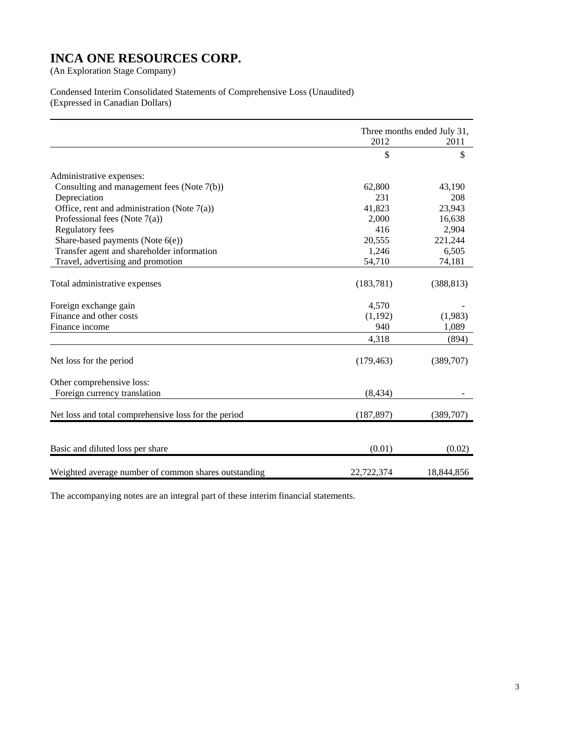# INCA ONE RESOURCES CORP.

(An Exploration Stage Company)

Condensed Interim Consolidated Statements of Comprehensive Loss (Unaudited)
(Expressed in Canadian Dollars)

| | Three months ended July 31, | |
|---|---|---|
| | 2012 | 2011 |
| | $ | $ |
| Administrative expenses: | | |
| Consulting and management fees (Note 7(b)) | 62,800 | 43,190 |
| Depreciation | 231 | 208 |
| Office, rent and administration (Note 7(a)) | 41,823 | 23,943 |
| Professional fees (Note 7(a)) | 2,000 | 16,638 |
| Regulatory fees | 416 | 2,904 |
| Share-based payments (Note 6(e)) | 20,555 | 221,244 |
| Transfer agent and shareholder information | 1,246 | 6,505 |
| Travel, advertising and promotion | 54,710 | 74,181 |
| Total administrative expenses | (183,781) | (388,813) |
| Foreign exchange gain | 4,570 | - |
| Finance and other costs | (1,192) | (1,983) |
| Finance income | 940 | 1,089 |
| | 4,318 | (894) |
| Net loss for the period | (179,463) | (389,707) |
| Other comprehensive loss: | | |
| Foreign currency translation | (8,434) | - |
| Net loss and total comprehensive loss for the period | (187,897) | (389,707) |
| Basic and diluted loss per share | (0.01) | (0.02) |
| Weighted average number of common shares outstanding | 22,722,374 | 18,844,856 |

The accompanying notes are an integral part of these interim financial statements.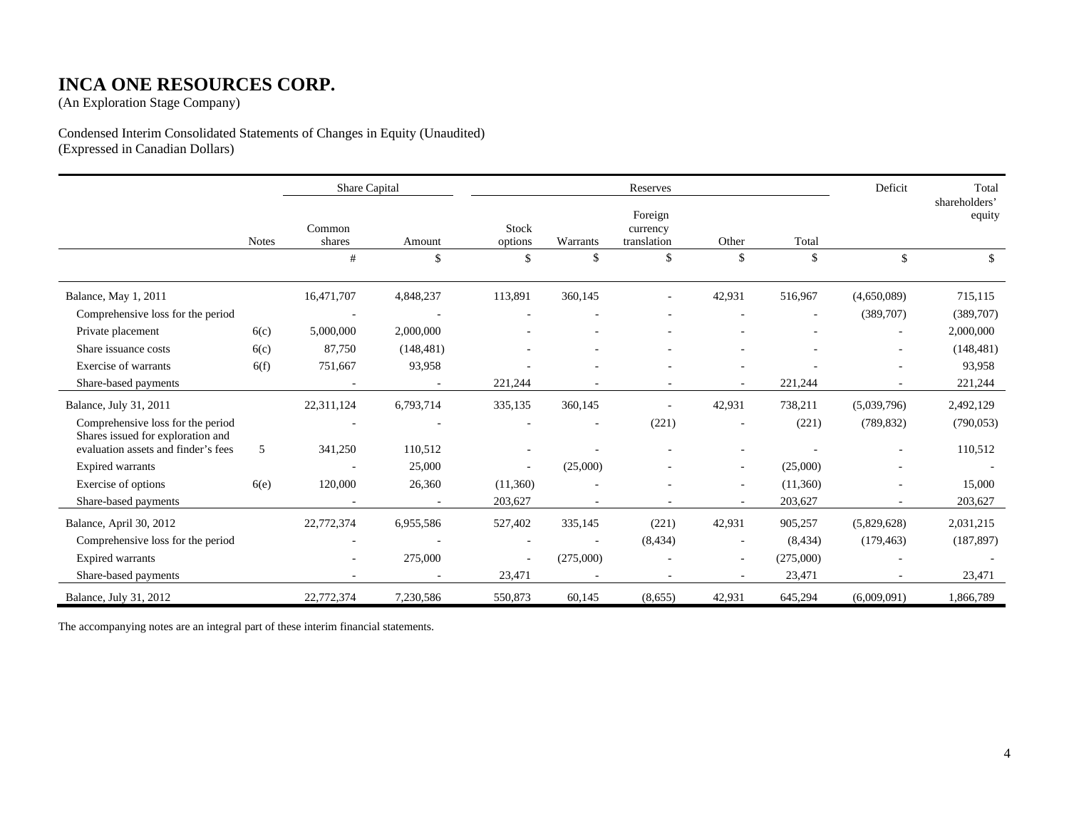# INCA ONE RESOURCES CORP.

(An Exploration Stage Company)

Condensed Interim Consolidated Statements of Changes in Equity (Unaudited)
(Expressed in Canadian Dollars)

| | | Share Capital | | Reserves | | | | | Deficit | Total shareholders' equity |
|---|---|---|---|---|---|---|---|---|---|---|
| | Notes | Common shares | Amount | Stock options | Warrants | Foreign currency translation | Other | Total | | |
| | | # | $ | $ | $ | $ | $ | $ | $ | $ |
| Balance, May 1, 2011 | | 16,471,707 | 4,848,237 | 113,891 | 360,145 | - | 42,931 | 516,967 | (4,650,089) | 715,115 |
| Comprehensive loss for the period | | - | - | - | - | - | - | - | (389,707) | (389,707) |
| Private placement | 6(c) | 5,000,000 | 2,000,000 | - | - | - | - | - | - | 2,000,000 |
| Share issuance costs | 6(c) | 87,750 | (148,481) | - | - | - | - | - | - | (148,481) |
| Exercise of warrants | 6(f) | 751,667 | 93,958 | - | - | - | - | - | - | 93,958 |
| Share-based payments | | - | - | 221,244 | - | - | - | 221,244 | - | 221,244 |
| Balance, July 31, 2011 | | 22,311,124 | 6,793,714 | 335,135 | 360,145 | - | 42,931 | 738,211 | (5,039,796) | 2,492,129 |
| Comprehensive loss for the period | | - | - | - | - | (221) | - | (221) | (789,832) | (790,053) |
| Shares issued for exploration and evaluation assets and finder's fees | 5 | 341,250 | 110,512 | - | - | - | - | - | - | 110,512 |
| Expired warrants | | - | 25,000 | - | (25,000) | - | - | (25,000) | - | - |
| Exercise of options | 6(e) | 120,000 | 26,360 | (11,360) | - | - | - | (11,360) | - | 15,000 |
| Share-based payments | | - | - | 203,627 | - | - | - | 203,627 | - | 203,627 |
| Balance, April 30, 2012 | | 22,772,374 | 6,955,586 | 527,402 | 335,145 | (221) | 42,931 | 905,257 | (5,829,628) | 2,031,215 |
| Comprehensive loss for the period | | - | - | - | - | (8,434) | - | (8,434) | (179,463) | (187,897) |
| Expired warrants | | - | 275,000 | - | (275,000) | - | - | (275,000) | - | - |
| Share-based payments | | - | - | 23,471 | - | - | - | 23,471 | - | 23,471 |
| Balance, July 31, 2012 | | 22,772,374 | 7,230,586 | 550,873 | 60,145 | (8,655) | 42,931 | 645,294 | (6,009,091) | 1,866,789 |

The accompanying notes are an integral part of these interim financial statements.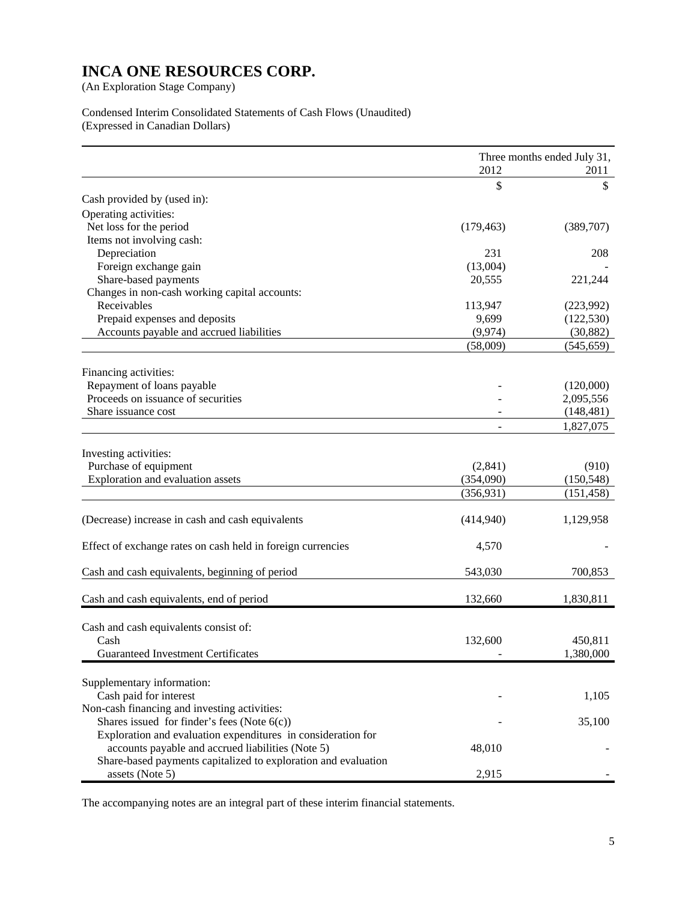# INCA ONE RESOURCES CORP.

(An Exploration Stage Company)

Condensed Interim Consolidated Statements of Cash Flows (Unaudited)
(Expressed in Canadian Dollars)

| | Three months ended July 31, 2012 | 2011 |
|---|---|---|
| | $ | $ |
| Cash provided by (used in): | | |
| Operating activities: | | |
| Net loss for the period | (179,463) | (389,707) |
| Items not involving cash: | | |
| Depreciation | 231 | 208 |
| Foreign exchange gain | (13,004) | - |
| Share-based payments | 20,555 | 221,244 |
| Changes in non-cash working capital accounts: | | |
| Receivables | 113,947 | (223,992) |
| Prepaid expenses and deposits | 9,699 | (122,530) |
| Accounts payable and accrued liabilities | (9,974) | (30,882) |
| | (58,009) | (545,659) |
| Financing activities: | | |
| Repayment of loans payable | - | (120,000) |
| Proceeds on issuance of securities | - | 2,095,556 |
| Share issuance cost | - | (148,481) |
| | - | 1,827,075 |
| Investing activities: | | |
| Purchase of equipment | (2,841) | (910) |
| Exploration and evaluation assets | (354,090) | (150,548) |
| | (356,931) | (151,458) |
| (Decrease) increase in cash and cash equivalents | (414,940) | 1,129,958 |
| Effect of exchange rates on cash held in foreign currencies | 4,570 | - |
| Cash and cash equivalents, beginning of period | 543,030 | 700,853 |
| Cash and cash equivalents, end of period | 132,660 | 1,830,811 |
| Cash and cash equivalents consist of: | | |
| Cash | 132,600 | 450,811 |
| Guaranteed Investment Certificates | - | 1,380,000 |
| Supplementary information: | | |
| Cash paid for interest | - | 1,105 |
| Non-cash financing and investing activities: | | |
| Shares issued for finder's fees (Note 6(c)) | - | 35,100 |
| Exploration and evaluation expenditures in consideration for accounts payable and accrued liabilities (Note 5) | 48,010 | - |
| Share-based payments capitalized to exploration and evaluation assets (Note 5) | 2,915 | - |

The accompanying notes are an integral part of these interim financial statements.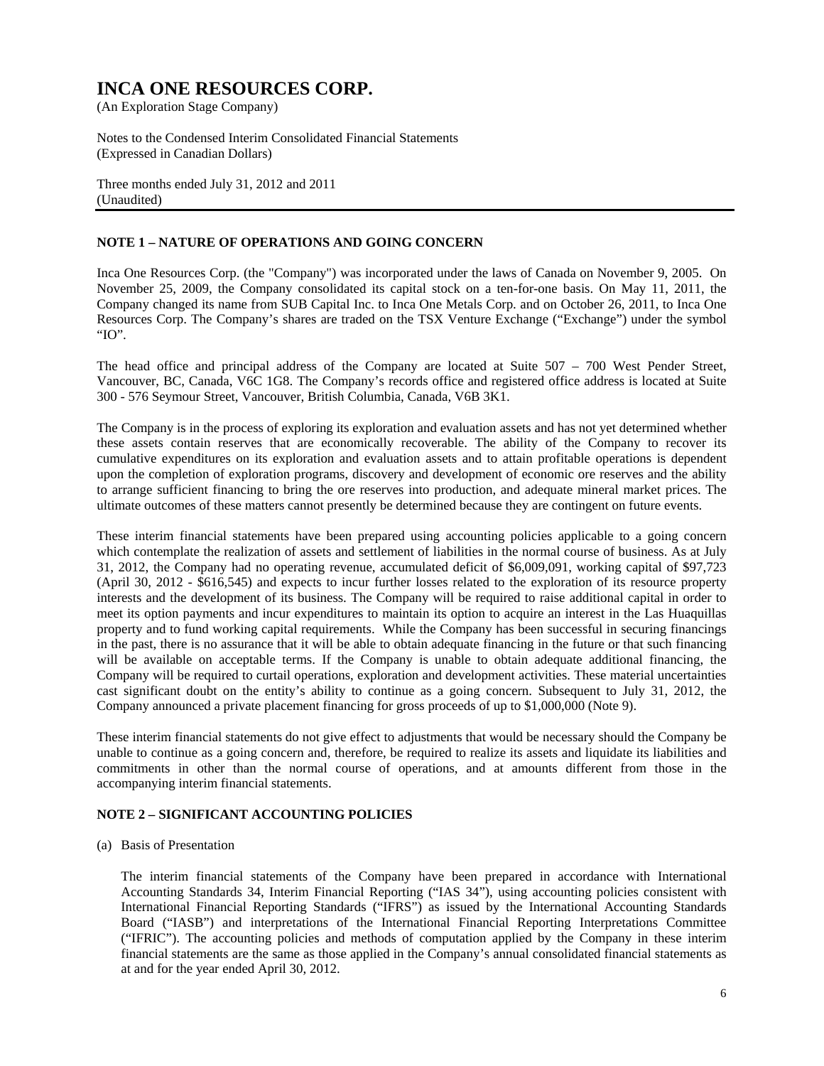# INCA ONE RESOURCES CORP.

(An Exploration Stage Company)

Notes to the Condensed Interim Consolidated Financial Statements
(Expressed in Canadian Dollars)

Three months ended July 31, 2012 and 2011
(Unaudited)

## NOTE 1 – NATURE OF OPERATIONS AND GOING CONCERN

Inca One Resources Corp. (the "Company") was incorporated under the laws of Canada on November 9, 2005. On November 25, 2009, the Company consolidated its capital stock on a ten-for-one basis. On May 11, 2011, the Company changed its name from SUB Capital Inc. to Inca One Metals Corp. and on October 26, 2011, to Inca One Resources Corp. The Company's shares are traded on the TSX Venture Exchange ("Exchange") under the symbol "IO".

The head office and principal address of the Company are located at Suite 507 – 700 West Pender Street, Vancouver, BC, Canada, V6C 1G8. The Company's records office and registered office address is located at Suite 300 - 576 Seymour Street, Vancouver, British Columbia, Canada, V6B 3K1.

The Company is in the process of exploring its exploration and evaluation assets and has not yet determined whether these assets contain reserves that are economically recoverable. The ability of the Company to recover its cumulative expenditures on its exploration and evaluation assets and to attain profitable operations is dependent upon the completion of exploration programs, discovery and development of economic ore reserves and the ability to arrange sufficient financing to bring the ore reserves into production, and adequate mineral market prices. The ultimate outcomes of these matters cannot presently be determined because they are contingent on future events.

These interim financial statements have been prepared using accounting policies applicable to a going concern which contemplate the realization of assets and settlement of liabilities in the normal course of business. As at July 31, 2012, the Company had no operating revenue, accumulated deficit of $6,009,091, working capital of $97,723 (April 30, 2012 - $616,545) and expects to incur further losses related to the exploration of its resource property interests and the development of its business. The Company will be required to raise additional capital in order to meet its option payments and incur expenditures to maintain its option to acquire an interest in the Las Huaquillas property and to fund working capital requirements. While the Company has been successful in securing financings in the past, there is no assurance that it will be able to obtain adequate financing in the future or that such financing will be available on acceptable terms. If the Company is unable to obtain adequate financing, the Company will be required to curtail operations, exploration and development activities. These material uncertainties cast significant doubt on the entity's ability to continue as a going concern. Subsequent to July 31, 2012, the Company announced a private placement financing for gross proceeds of up to $1,000,000 (Note 9).

These interim financial statements do not give effect to adjustments that would be necessary should the Company be unable to continue as a going concern and, therefore, be required to realize its assets and liquidate its liabilities and commitments in other than the normal course of operations, and at amounts different from those in the accompanying interim financial statements.

## NOTE 2 – SIGNIFICANT ACCOUNTING POLICIES

(a) Basis of Presentation

The interim financial statements of the Company have been prepared in accordance with International Accounting Standards 34, Interim Financial Reporting ("IAS 34"), using accounting policies consistent with International Financial Reporting Standards ("IFRS") as issued by the International Accounting Standards Board ("IASB") and interpretations of the International Financial Reporting Interpretations Committee ("IFRIC"). The accounting policies and methods of computation applied by the Company in these interim financial statements are the same as those applied in the Company's annual consolidated financial statements as at and for the year ended April 30, 2012.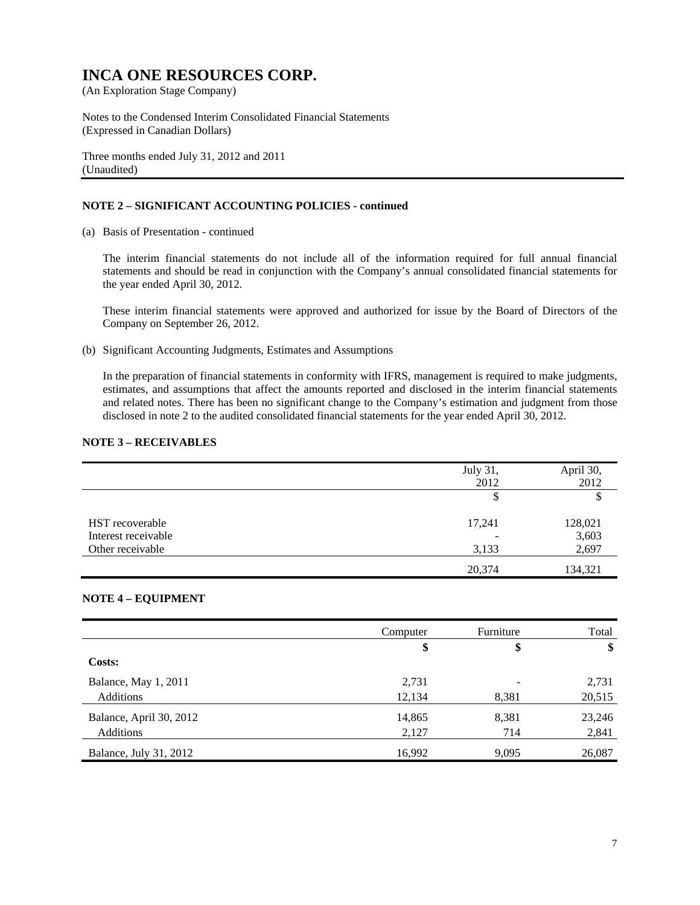# INCA ONE RESOURCES CORP.

(An Exploration Stage Company)

Notes to the Condensed Interim Consolidated Financial Statements
(Expressed in Canadian Dollars)

Three months ended July 31, 2012 and 2011
(Unaudited)

## NOTE 2 – SIGNIFICANT ACCOUNTING POLICIES - continued

(a) Basis of Presentation - continued

The interim financial statements do not include all of the information required for full annual financial statements and should be read in conjunction with the Company's annual consolidated financial statements for the year ended April 30, 2012.

These interim financial statements were approved and authorized for issue by the Board of Directors of the Company on September 26, 2012.

(b) Significant Accounting Judgments, Estimates and Assumptions

In the preparation of financial statements in conformity with IFRS, management is required to make judgments, estimates, and assumptions that affect the amounts reported and disclosed in the interim financial statements and related notes. There has been no significant change to the Company's estimation and judgment from those disclosed in note 2 to the audited consolidated financial statements for the year ended April 30, 2012.

## NOTE 3 – RECEIVABLES

| | July 31, 2012 | April 30, 2012 |
|---|---|---|
| | $ | $ |
| HST recoverable | 17,241 | 128,021 |
| Interest receivable | - | 3,603 |
| Other receivable | 3,133 | 2,697 |
| | 20,374 | 134,321 |

## NOTE 4 – EQUIPMENT

| | Computer | Furniture | Total |
|---|---|---|---|
| | **$** | **$** | **$** |
| **Costs:** | | | |
| Balance, May 1, 2011 | 2,731 | - | 2,731 |
| Additions | 12,134 | 8,381 | 20,515 |
| Balance, April 30, 2012 | 14,865 | 8,381 | 23,246 |
| Additions | 2,127 | 714 | 2,841 |
| Balance, July 31, 2012 | 16,992 | 9,095 | 26,087 |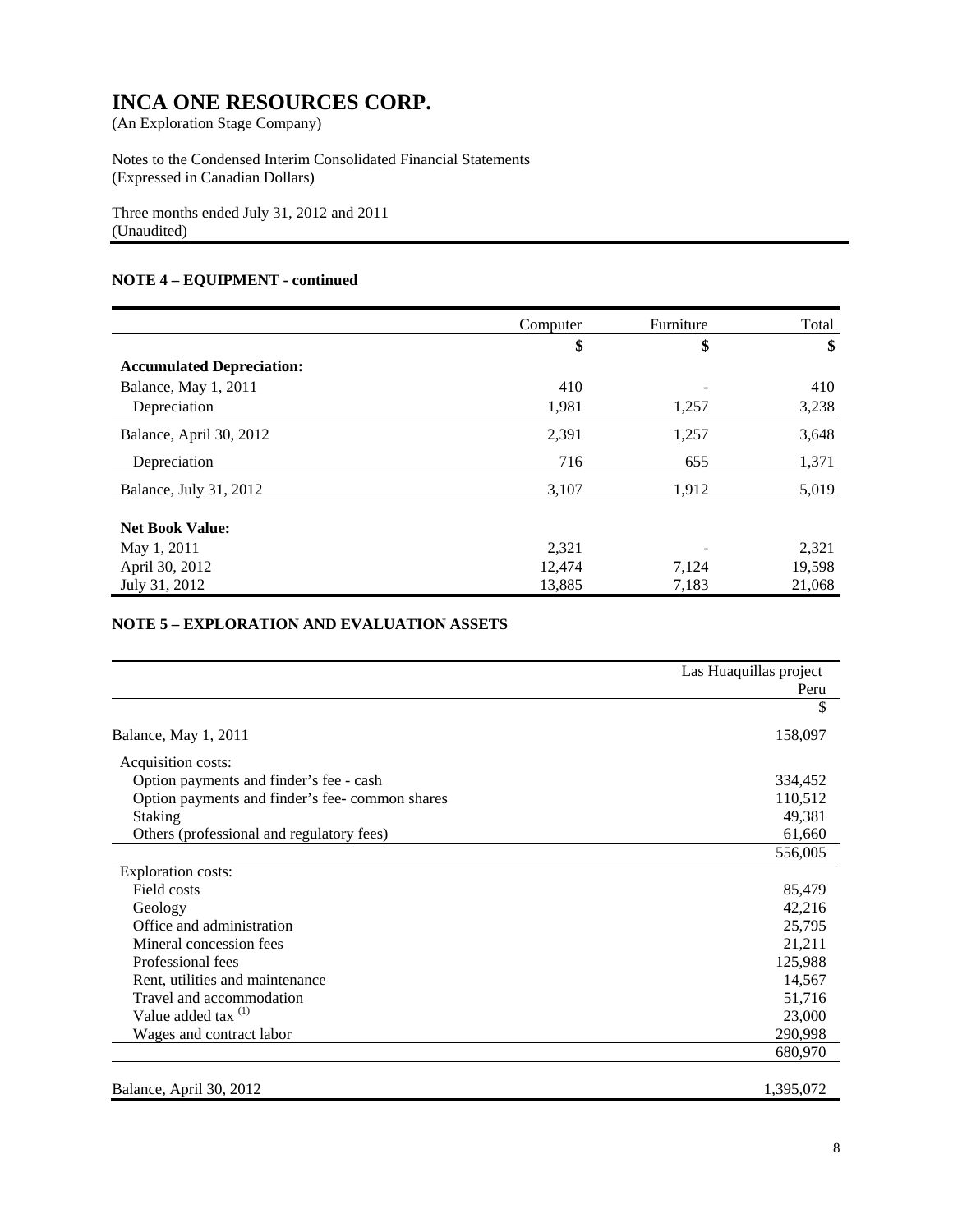# INCA ONE RESOURCES CORP.

(An Exploration Stage Company)

Notes to the Condensed Interim Consolidated Financial Statements
(Expressed in Canadian Dollars)

Three months ended July 31, 2012 and 2011
(Unaudited)

## NOTE 4 – EQUIPMENT - continued

| | Computer | Furniture | Total |
|---|---|---|---|
| | **\$** | **\$** | **\$** |
| **Accumulated Depreciation:** | | | |
| Balance, May 1, 2011 | 410 | - | 410 |
| Depreciation | 1,981 | 1,257 | 3,238 |
| Balance, April 30, 2012 | 2,391 | 1,257 | 3,648 |
| Depreciation | 716 | 655 | 1,371 |
| Balance, July 31, 2012 | 3,107 | 1,912 | 5,019 |
| | | | |
| **Net Book Value:** | | | |
| May 1, 2011 | 2,321 | - | 2,321 |
| April 30, 2012 | 12,474 | 7,124 | 19,598 |
| July 31, 2012 | 13,885 | 7,183 | 21,068 |

## NOTE 5 – EXPLORATION AND EVALUATION ASSETS

| | Las Huaquillas project Peru |
|---|---|
| | \$ |
| Balance, May 1, 2011 | 158,097 |
| Acquisition costs: | |
| Option payments and finder's fee - cash | 334,452 |
| Option payments and finder's fee- common shares | 110,512 |
| Staking | 49,381 |
| Others (professional and regulatory fees) | 61,660 |
| | 556,005 |
| Exploration costs: | |
| Field costs | 85,479 |
| Geology | 42,216 |
| Office and administration | 25,795 |
| Mineral concession fees | 21,211 |
| Professional fees | 125,988 |
| Rent, utilities and maintenance | 14,567 |
| Travel and accommodation | 51,716 |
| Value added tax (1) | 23,000 |
| Wages and contract labor | 290,998 |
| | 680,970 |
| | |
| Balance, April 30, 2012 | 1,395,072 |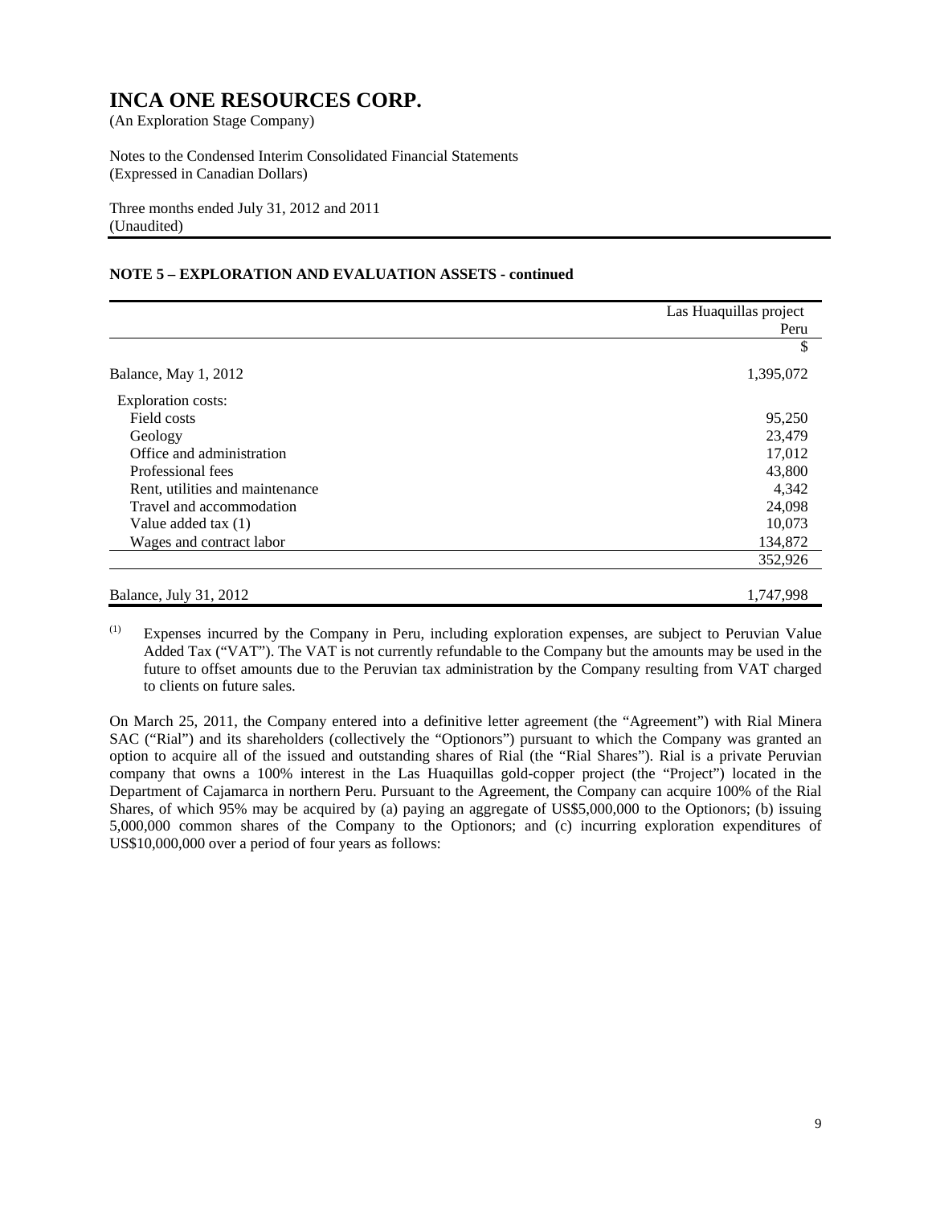# INCA ONE RESOURCES CORP.

(An Exploration Stage Company)

Notes to the Condensed Interim Consolidated Financial Statements
(Expressed in Canadian Dollars)

Three months ended July 31, 2012 and 2011
(Unaudited)

## NOTE 5 – EXPLORATION AND EVALUATION ASSETS - continued

| | Las Huaquillas project Peru |
|---|---|
| | $ |
| Balance, May 1, 2012 | 1,395,072 |
| Exploration costs: | |
| Field costs | 95,250 |
| Geology | 23,479 |
| Office and administration | 17,012 |
| Professional fees | 43,800 |
| Rent, utilities and maintenance | 4,342 |
| Travel and accommodation | 24,098 |
| Value added tax (1) | 10,073 |
| Wages and contract labor | 134,872 |
| | 352,926 |
| Balance, July 31, 2012 | 1,747,998 |

(1) Expenses incurred by the Company in Peru, including exploration expenses, are subject to Peruvian Value Added Tax ("VAT"). The VAT is not currently refundable to the Company but the amounts may be used in the future to offset amounts due to the Peruvian tax administration by the Company resulting from VAT charged to clients on future sales.

On March 25, 2011, the Company entered into a definitive letter agreement (the "Agreement") with Rial Minera SAC ("Rial") and its shareholders (collectively the "Optionors") pursuant to which the Company was granted an option to acquire all of the issued and outstanding shares of Rial (the "Rial Shares"). Rial is a private Peruvian company that owns a 100% interest in the Las Huaquillas gold-copper project (the "Project") located in the Department of Cajamarca in northern Peru. Pursuant to the Agreement, the Company can acquire 100% of the Rial Shares, of which 95% may be acquired by (a) paying an aggregate of US$5,000,000 to the Optionors; (b) issuing 5,000,000 common shares of the Company to the Optionors; and (c) incurring exploration expenditures of US$10,000,000 over a period of four years as follows: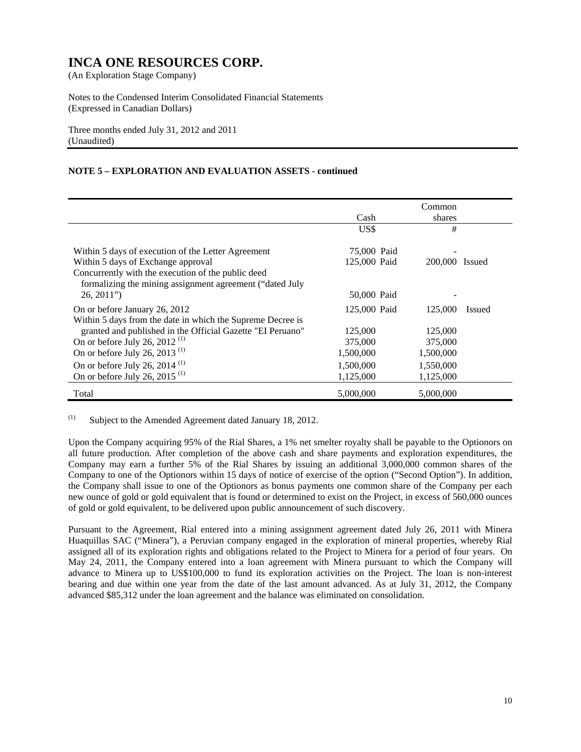# INCA ONE RESOURCES CORP.

(An Exploration Stage Company)

Notes to the Condensed Interim Consolidated Financial Statements
(Expressed in Canadian Dollars)

Three months ended July 31, 2012 and 2011
(Unaudited)

### NOTE 5 – EXPLORATION AND EVALUATION ASSETS - continued

| | Cash | | Common shares | |
|---|---|---|---|---|
| | US$ | | # | |
| Within 5 days of execution of the Letter Agreement | 75,000 | Paid | - | |
| Within 5 days of Exchange approval | 125,000 | Paid | 200,000 | Issued |
| Concurrently with the execution of the public deed formalizing the mining assignment agreement ("dated July 26, 2011") | 50,000 | Paid | - | |
| On or before January 26, 2012 | 125,000 | Paid | 125,000 | Issued |
| Within 5 days from the date in which the Supreme Decree is granted and published in the Official Gazette "EI Peruano" | 125,000 | | 125,000 | |
| On or before July 26, 2012 [(1)] | 375,000 | | 375,000 | |
| On or before July 26, 2013 [(1)] | 1,500,000 | | 1,500,000 | |
| On or before July 26, 2014 [(1)] | 1,500,000 | | 1,550,000 | |
| On or before July 26, 2015 [(1)] | 1,125,000 | | 1,125,000 | |
| Total | 5,000,000 | | 5,000,000 | |

(1) Subject to the Amended Agreement dated January 18, 2012.

Upon the Company acquiring 95% of the Rial Shares, a 1% net smelter royalty shall be payable to the Optionors on all future production. After completion of the above cash and share payments and exploration expenditures, the Company may earn a further 5% of the Rial Shares by issuing an additional 3,000,000 common shares of the Company to one of the Optionors within 15 days of notice of exercise of the option ("Second Option"). In addition, the Company shall issue to one of the Optionors as bonus payments one common share of the Company per each new ounce of gold or gold equivalent that is found or determined to exist on the Project, in excess of 560,000 ounces of gold or gold equivalent, to be delivered upon public announcement of such discovery.

Pursuant to the Agreement, Rial entered into a mining assignment agreement dated July 26, 2011 with Minera Huaquillas SAC ("Minera"), a Peruvian company engaged in the exploration of mineral properties, whereby Rial assigned all of its exploration rights and obligations related to the Project to Minera for a period of four years. On May 24, 2011, the Company entered into a loan agreement with Minera pursuant to which the Company will advance to Minera up to US$100,000 to fund its exploration activities on the Project. The loan is non-interest bearing and due within one year from the date of the last amount advanced. As at July 31, 2012, the Company advanced $85,312 under the loan agreement and the balance was eliminated on consolidation.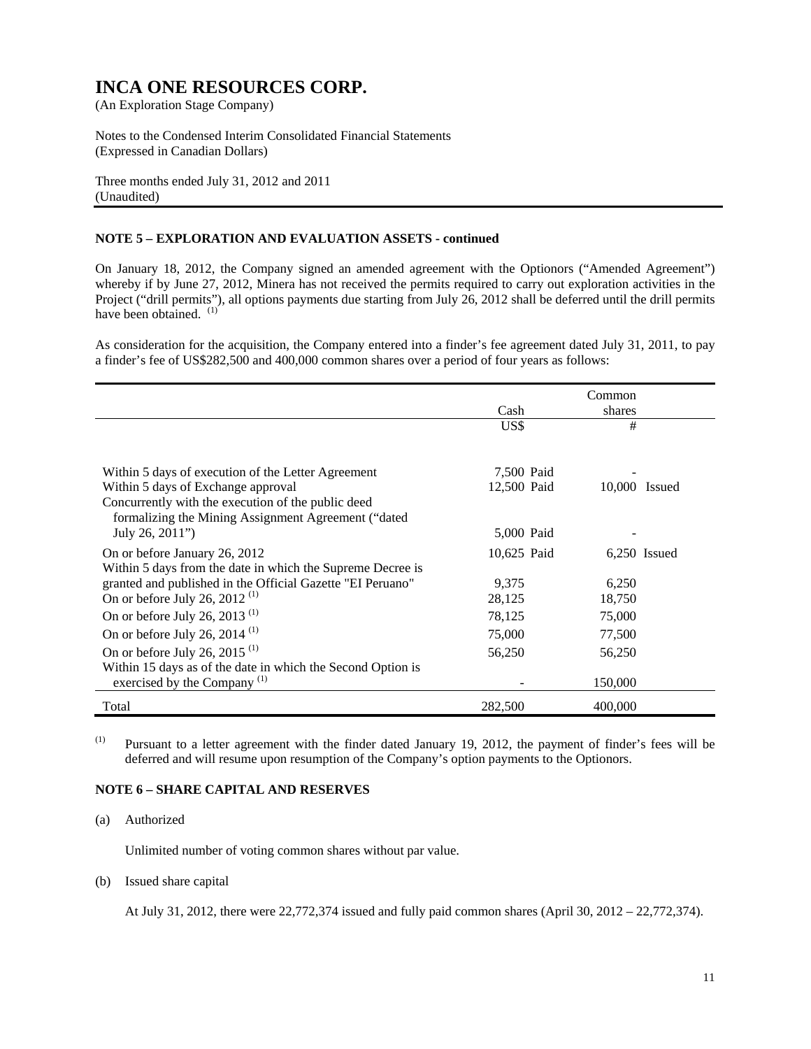# INCA ONE RESOURCES CORP.

(An Exploration Stage Company)

Notes to the Condensed Interim Consolidated Financial Statements
(Expressed in Canadian Dollars)

Three months ended July 31, 2012 and 2011
(Unaudited)

### NOTE 5 – EXPLORATION AND EVALUATION ASSETS - continued

On January 18, 2012, the Company signed an amended agreement with the Optionors ("Amended Agreement") whereby if by June 27, 2012, Minera has not received the permits required to carry out exploration activities in the Project ("drill permits"), all options payments due starting from July 26, 2012 shall be deferred until the drill permits have been obtained. [(1)]

As consideration for the acquisition, the Company entered into a finder's fee agreement dated July 31, 2011, to pay a finder's fee of US$282,500 and 400,000 common shares over a period of four years as follows:

| | Cash | | Common shares | |
|---|---|---|---|---|
| | US$ | | # | |
| Within 5 days of execution of the Letter Agreement | 7,500 | Paid | - | |
| Within 5 days of Exchange approval | 12,500 | Paid | 10,000 | Issued |
| Concurrently with the execution of the public deed formalizing the Mining Assignment Agreement ("dated July 26, 2011") | 5,000 | Paid | - | |
| On or before January 26, 2012 | 10,625 | Paid | 6,250 | Issued |
| Within 5 days from the date in which the Supreme Decree is granted and published in the Official Gazette "El Peruano" | 9,375 | | 6,250 | |
| On or before July 26, 2012 [(1)] | 28,125 | | 18,750 | |
| On or before July 26, 2013 [(1)] | 78,125 | | 75,000 | |
| On or before July 26, 2014 [(1)] | 75,000 | | 77,500 | |
| On or before July 26, 2015 [(1)] | 56,250 | | 56,250 | |
| Within 15 days as of the date in which the Second Option is exercised by the Company [(1)] | - | | 150,000 | |
| Total | 282,500 | | 400,000 | |

(1) Pursuant to a letter agreement with the finder dated January 19, 2012, the payment of finder's fees will be deferred and will resume upon resumption of the Company's option payments to the Optionors.

### NOTE 6 – SHARE CAPITAL AND RESERVES

(a) Authorized

Unlimited number of voting common shares without par value.

(b) Issued share capital

At July 31, 2012, there were 22,772,374 issued and fully paid common shares (April 30, 2012 – 22,772,374).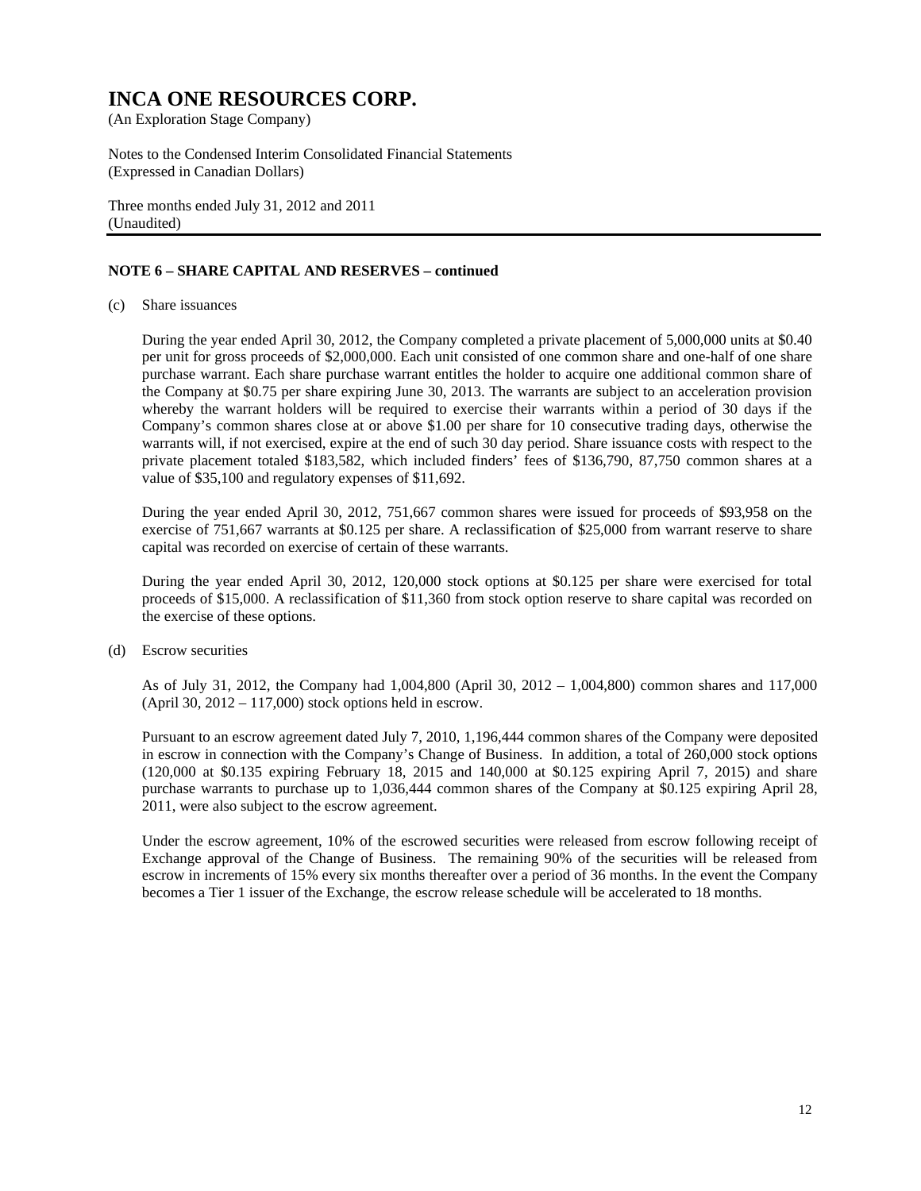### NOTE 6 – SHARE CAPITAL AND RESERVES – continued

(c) Share issuances

During the year ended April 30, 2012, the Company completed a private placement of 5,000,000 units at $0.40 per unit for gross proceeds of $2,000,000. Each unit consisted of one common share and one-half of one share purchase warrant. Each share purchase warrant entitles the holder to acquire one additional common share of the Company at $0.75 per share expiring June 30, 2013. The warrants are subject to an acceleration provision whereby the warrant holders will be required to exercise their warrants within a period of 30 days if the Company's common shares close at or above $1.00 per share for 10 consecutive trading days, otherwise the warrants will, if not exercised, expire at the end of such 30 day period. Share issuance costs with respect to the private placement totaled $183,582, which included finders' fees of $136,790, 87,750 common shares at a value of $35,100 and regulatory expenses of $11,692.

During the year ended April 30, 2012, 751,667 common shares were issued for proceeds of $93,958 on the exercise of 751,667 warrants at $0.125 per share. A reclassification of $25,000 from warrant reserve to share capital was recorded on exercise of certain of these warrants.

During the year ended April 30, 2012, 120,000 stock options at $0.125 per share were exercised for total proceeds of $15,000. A reclassification of $11,360 from stock option reserve to share capital was recorded on the exercise of these options.

(d) Escrow securities

As of July 31, 2012, the Company had 1,004,800 (April 30, 2012 – 1,004,800) common shares and 117,000 (April 30, 2012 – 117,000) stock options held in escrow.

Pursuant to an escrow agreement dated July 7, 2010, 1,196,444 common shares of the Company were deposited in escrow in connection with the Company's Change of Business. In addition, a total of 260,000 stock options (120,000 at $0.135 expiring February 18, 2015 and 140,000 at $0.125 expiring April 7, 2015) and share purchase warrants to purchase up to 1,036,444 common shares of the Company at $0.125 expiring April 28, 2011, were also subject to the escrow agreement.

Under the escrow agreement, 10% of the escrowed securities were released from escrow following receipt of Exchange approval of the Change of Business. The remaining 90% of the securities will be released from escrow in increments of 15% every six months thereafter over a period of 36 months. In the event the Company becomes a Tier 1 issuer of the Exchange, the escrow release schedule will be accelerated to 18 months.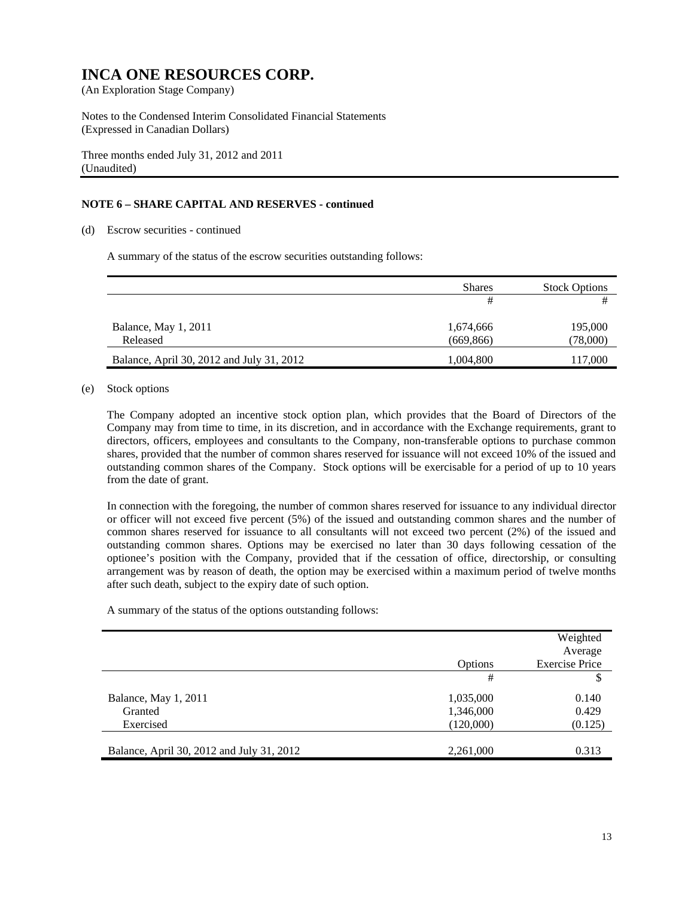# INCA ONE RESOURCES CORP.

(An Exploration Stage Company)

Notes to the Condensed Interim Consolidated Financial Statements
(Expressed in Canadian Dollars)

Three months ended July 31, 2012 and 2011
(Unaudited)

**NOTE 6 – SHARE CAPITAL AND RESERVES - continued**

(d) Escrow securities - continued

A summary of the status of the escrow securities outstanding follows:

| | Shares | Stock Options |
|---|---|---|
| | # | # |
| Balance, May 1, 2011 | 1,674,666 | 195,000 |
| Released | (669,866) | (78,000) |
| Balance, April 30, 2012 and July 31, 2012 | 1,004,800 | 117,000 |

(e) Stock options

The Company adopted an incentive stock option plan, which provides that the Board of Directors of the Company may from time to time, in its discretion, and in accordance with the Exchange requirements, grant to directors, officers, employees and consultants to the Company, non-transferable options to purchase common shares, provided that the number of common shares reserved for issuance will not exceed 10% of the issued and outstanding common shares of the Company. Stock options will be exercisable for a period of up to 10 years from the date of grant.

In connection with the foregoing, the number of common shares reserved for issuance to any individual director or officer will not exceed five percent (5%) of the issued and outstanding common shares and the number of common shares reserved for issuance to all consultants will not exceed two percent (2%) of the issued and outstanding common shares. Options may be exercised no later than 30 days following cessation of the optionee's position with the Company, provided that if the cessation of office, directorship, or consulting arrangement was by reason of death, the option may be exercised within a maximum period of twelve months after such death, subject to the expiry date of such option.

A summary of the status of the options outstanding follows:

| | Options | Weighted Average Exercise Price |
|---|---|---|
| | # | $ |
| Balance, May 1, 2011 | 1,035,000 | 0.140 |
| Granted | 1,346,000 | 0.429 |
| Exercised | (120,000) | (0.125) |
| Balance, April 30, 2012 and July 31, 2012 | 2,261,000 | 0.313 |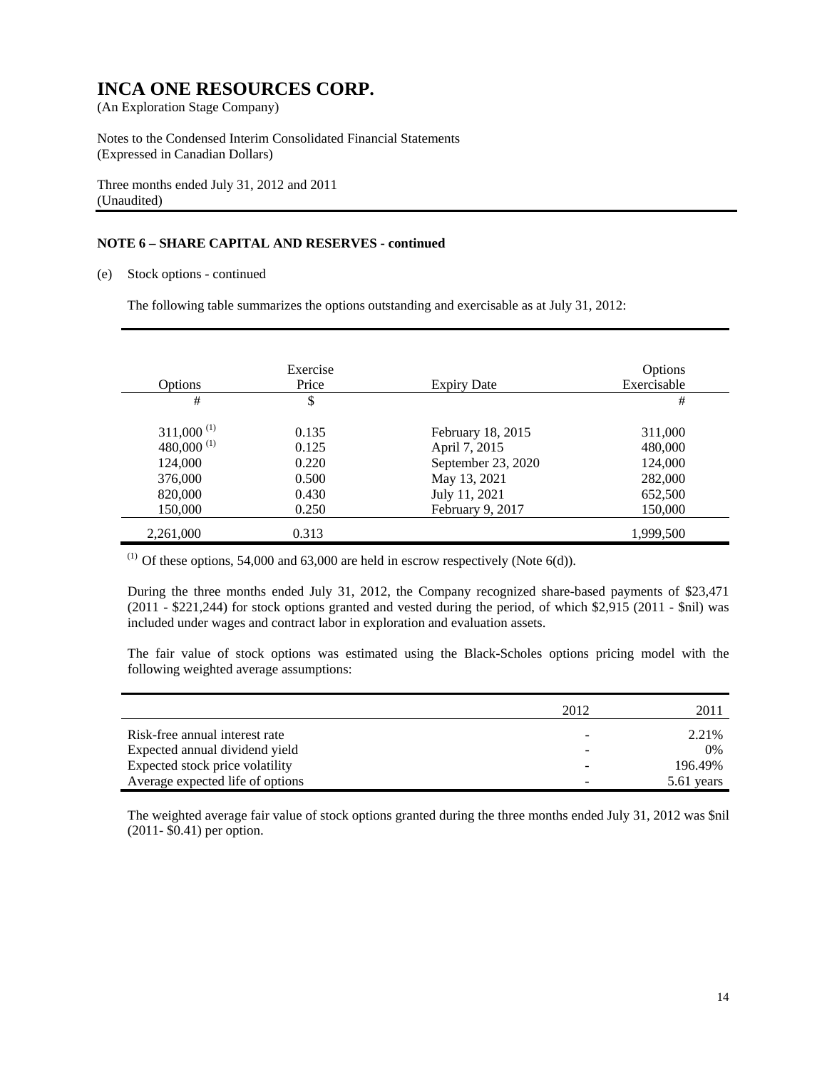# INCA ONE RESOURCES CORP.

(An Exploration Stage Company)

Notes to the Condensed Interim Consolidated Financial Statements
(Expressed in Canadian Dollars)

Three months ended July 31, 2012 and 2011
(Unaudited)

**NOTE 6 – SHARE CAPITAL AND RESERVES - continued**

(e) Stock options - continued

The following table summarizes the options outstanding and exercisable as at July 31, 2012:

| Options | Exercise Price | Expiry Date | Options Exercisable |
|---|---|---|---|
| # | $ | | # |
| 311,000 [(1)] | 0.135 | February 18, 2015 | 311,000 |
| 480,000 [(1)] | 0.125 | April 7, 2015 | 480,000 |
| 124,000 | 0.220 | September 23, 2020 | 124,000 |
| 376,000 | 0.500 | May 13, 2021 | 282,000 |
| 820,000 | 0.430 | July 11, 2021 | 652,500 |
| 150,000 | 0.250 | February 9, 2017 | 150,000 |
| 2,261,000 | 0.313 | | 1,999,500 |

[(1)] Of these options, 54,000 and 63,000 are held in escrow respectively (Note 6(d)).

During the three months ended July 31, 2012, the Company recognized share-based payments of $23,471 (2011 - $221,244) for stock options granted and vested during the period, of which $2,915 (2011 - $nil) was included under wages and contract labor in exploration and evaluation assets.

The fair value of stock options was estimated using the Black-Scholes options pricing model with the following weighted average assumptions:

| | 2012 | 2011 |
|---|---|---|
| Risk-free annual interest rate | - | 2.21% |
| Expected annual dividend yield | - | 0% |
| Expected stock price volatility | - | 196.49% |
| Average expected life of options | - | 5.61 years |

The weighted average fair value of stock options granted during the three months ended July 31, 2012 was $nil (2011- $0.41) per option.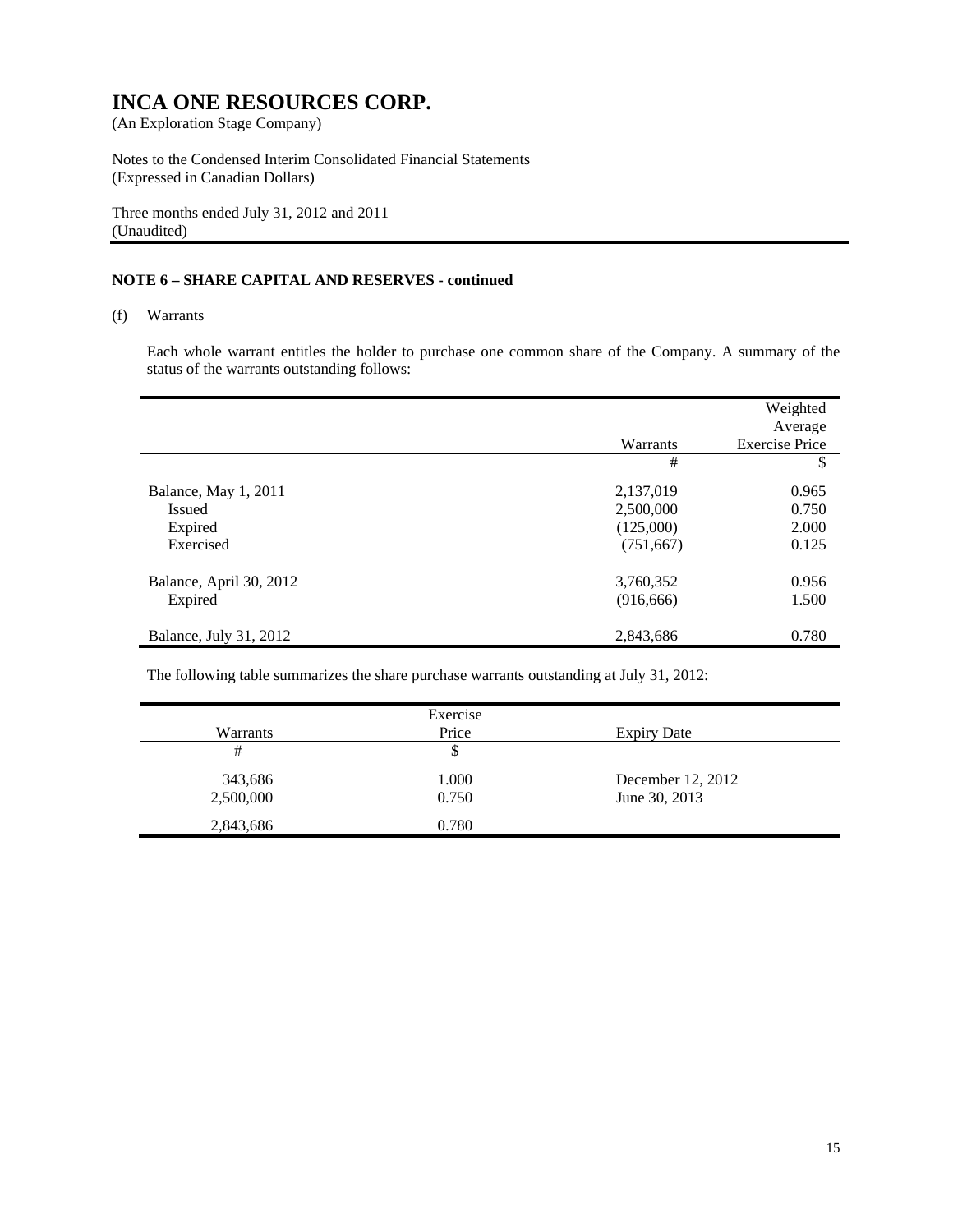# INCA ONE RESOURCES CORP.

(An Exploration Stage Company)

Notes to the Condensed Interim Consolidated Financial Statements
(Expressed in Canadian Dollars)

Three months ended July 31, 2012 and 2011
(Unaudited)

## NOTE 6 – SHARE CAPITAL AND RESERVES - continued

(f) Warrants

Each whole warrant entitles the holder to purchase one common share of the Company. A summary of the status of the warrants outstanding follows:

| | Warrants | Weighted Average Exercise Price |
|---|---|---|
| | # | $ |
| Balance, May 1, 2011 | 2,137,019 | 0.965 |
| Issued | 2,500,000 | 0.750 |
| Expired | (125,000) | 2.000 |
| Exercised | (751,667) | 0.125 |
| Balance, April 30, 2012 | 3,760,352 | 0.956 |
| Expired | (916,666) | 1.500 |
| Balance, July 31, 2012 | 2,843,686 | 0.780 |

The following table summarizes the share purchase warrants outstanding at July 31, 2012:

| Warrants | Exercise Price | Expiry Date |
|---|---|---|
| # | $ | |
| 343,686 | 1.000 | December 12, 2012 |
| 2,500,000 | 0.750 | June 30, 2013 |
| 2,843,686 | 0.780 | |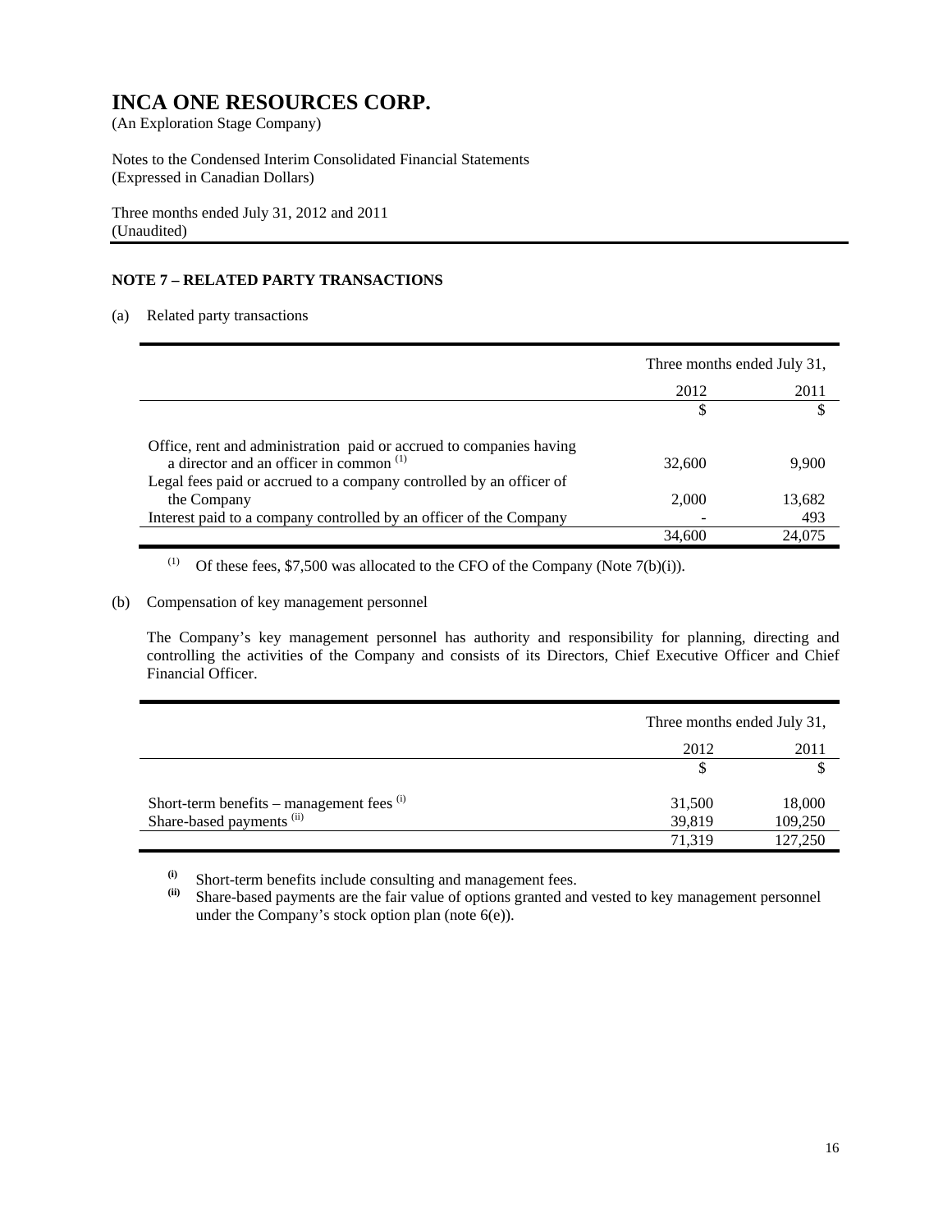# INCA ONE RESOURCES CORP.

(An Exploration Stage Company)

Notes to the Condensed Interim Consolidated Financial Statements
(Expressed in Canadian Dollars)

Three months ended July 31, 2012 and 2011
(Unaudited)

### NOTE 7 – RELATED PARTY TRANSACTIONS

(a) Related party transactions

| | Three months ended July 31, | |
|---|---|---|
| | 2012 | 2011 |
| | $ | $ |
| Office, rent and administration paid or accrued to companies having a director and an officer in common [(1)] | 32,600 | 9,900 |
| Legal fees paid or accrued to a company controlled by an officer of the Company | 2,000 | 13,682 |
| Interest paid to a company controlled by an officer of the Company | - | 493 |
| | 34,600 | 24,075 |

[(1)] Of these fees, $7,500 was allocated to the CFO of the Company (Note 7(b)(i)).

(b) Compensation of key management personnel

The Company's key management personnel has authority and responsibility for planning, directing and controlling the activities of the Company and consists of its Directors, Chief Executive Officer and Chief Financial Officer.

| | Three months ended July 31, | |
|---|---|---|
| | 2012 | 2011 |
| | $ | $ |
| Short-term benefits – management fees [(i)] | 31,500 | 18,000 |
| Share-based payments [(ii)] | 39,819 | 109,250 |
| | 71,319 | 127,250 |

**(i)** Short-term benefits include consulting and management fees.

**(ii)** Share-based payments are the fair value of options granted and vested to key management personnel under the Company's stock option plan (note 6(e)).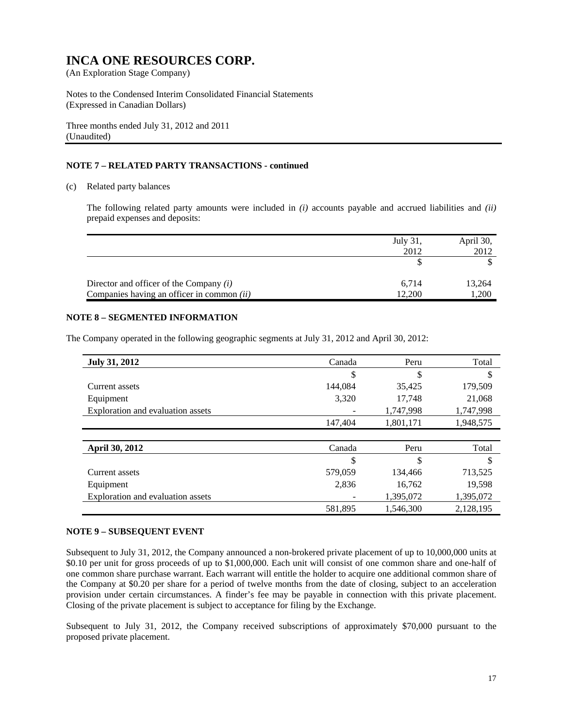# INCA ONE RESOURCES CORP.

(An Exploration Stage Company)

Notes to the Condensed Interim Consolidated Financial Statements
(Expressed in Canadian Dollars)

Three months ended July 31, 2012 and 2011
(Unaudited)

### NOTE 7 – RELATED PARTY TRANSACTIONS - continued

(c) Related party balances

The following related party amounts were included in *(i)* accounts payable and accrued liabilities and *(ii)* prepaid expenses and deposits:

| | July 31, 2012 | April 30, 2012 |
|---|---|---|
| | $ | $ |
| Director and officer of the Company *(i)* | 6,714 | 13,264 |
| Companies having an officer in common *(ii)* | 12,200 | 1,200 |

### NOTE 8 – SEGMENTED INFORMATION

The Company operated in the following geographic segments at July 31, 2012 and April 30, 2012:

| **July 31, 2012** | Canada | Peru | Total |
|---|---|---|---|
| | $ | $ | $ |
| Current assets | 144,084 | 35,425 | 179,509 |
| Equipment | 3,320 | 17,748 | 21,068 |
| Exploration and evaluation assets | - | 1,747,998 | 1,747,998 |
| | 147,404 | 1,801,171 | 1,948,575 |

| **April 30, 2012** | Canada | Peru | Total |
|---|---|---|---|
| | $ | $ | $ |
| Current assets | 579,059 | 134,466 | 713,525 |
| Equipment | 2,836 | 16,762 | 19,598 |
| Exploration and evaluation assets | - | 1,395,072 | 1,395,072 |
| | 581,895 | 1,546,300 | 2,128,195 |

### NOTE 9 – SUBSEQUENT EVENT

Subsequent to July 31, 2012, the Company announced a non-brokered private placement of up to 10,000,000 units at $0.10 per unit for gross proceeds of up to $1,000,000. Each unit will consist of one common share and one-half of one common share purchase warrant. Each warrant will entitle the holder to acquire one additional common share of the Company at $0.20 per share for a period of twelve months from the date of closing, subject to an acceleration provision under certain circumstances. A finder's fee may be payable in connection with this private placement. Closing of the private placement is subject to acceptance for filing by the Exchange.

Subsequent to July 31, 2012, the Company received subscriptions of approximately $70,000 pursuant to the proposed private placement.